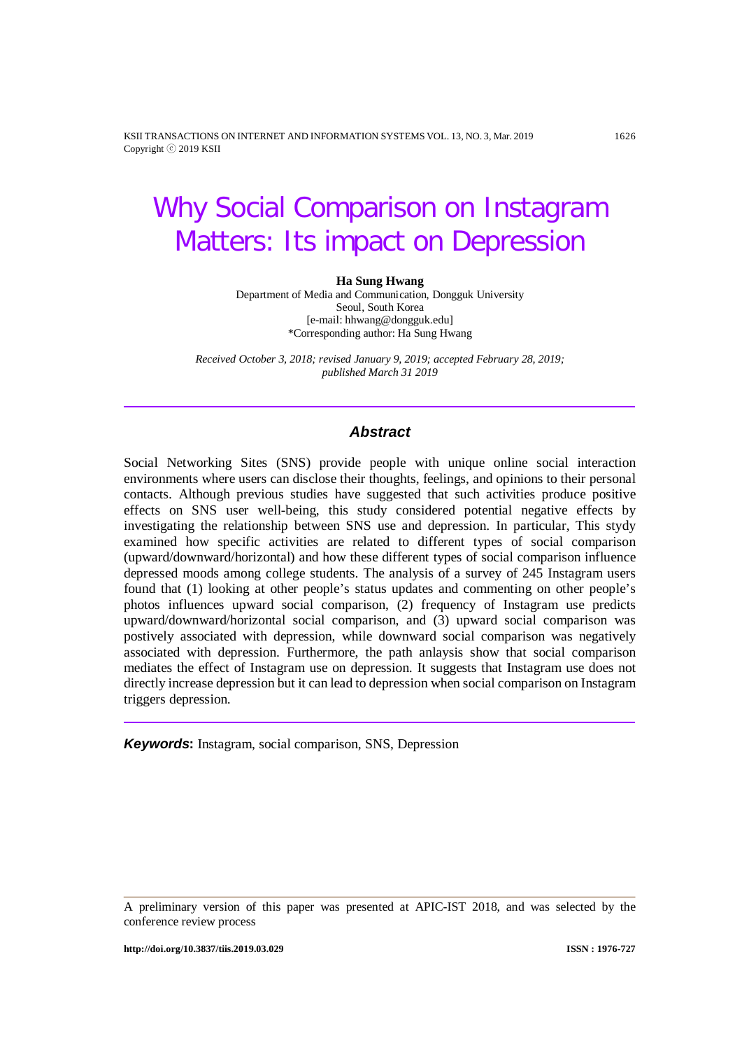# Why Social Comparison on Instagram Matters: Its impact on Depression

**Ha Sung Hwang**
Department of Media and Communication, Dongguk University
Seoul, South Korea
[e-mail: hhwang@dongguk.edu]
*Corresponding author: Ha Sung Hwang

*Received October 3, 2018; revised January 9, 2019; accepted February 28, 2019; published March 31 2019*

---

## *Abstract*

Social Networking Sites (SNS) provide people with unique online social interaction environments where users can disclose their thoughts, feelings, and opinions to their personal contacts. Although previous studies have suggested that such activities produce positive effects on SNS user well-being, this study considered potential negative effects by investigating the relationship between SNS use and depression. In particular, This stydy examined how specific activities are related to different types of social comparison (upward/downward/horizontal) and how these different types of social comparison influence depressed moods among college students. The analysis of a survey of 245 Instagram users found that (1) looking at other people's status updates and commenting on other people's photos influences upward social comparison, (2) frequency of Instagram use predicts upward/downward/horizontal social comparison, and (3) upward social comparison was postively associated with depression, while downward social comparison was negatively associated with depression. Furthermore, the path anlaysis show that social comparison mediates the effect of Instagram use on depression. It suggests that Instagram use does not directly increase depression but it can lead to depression when social comparison on Instagram triggers depression.

---

***Keywords*:** Instagram, social comparison, SNS, Depression

---

A preliminary version of this paper was presented at APIC-IST 2018, and was selected by the conference review process

**http://doi.org/10.3837/tiis.2019.03.029** **ISSN : 1976-727**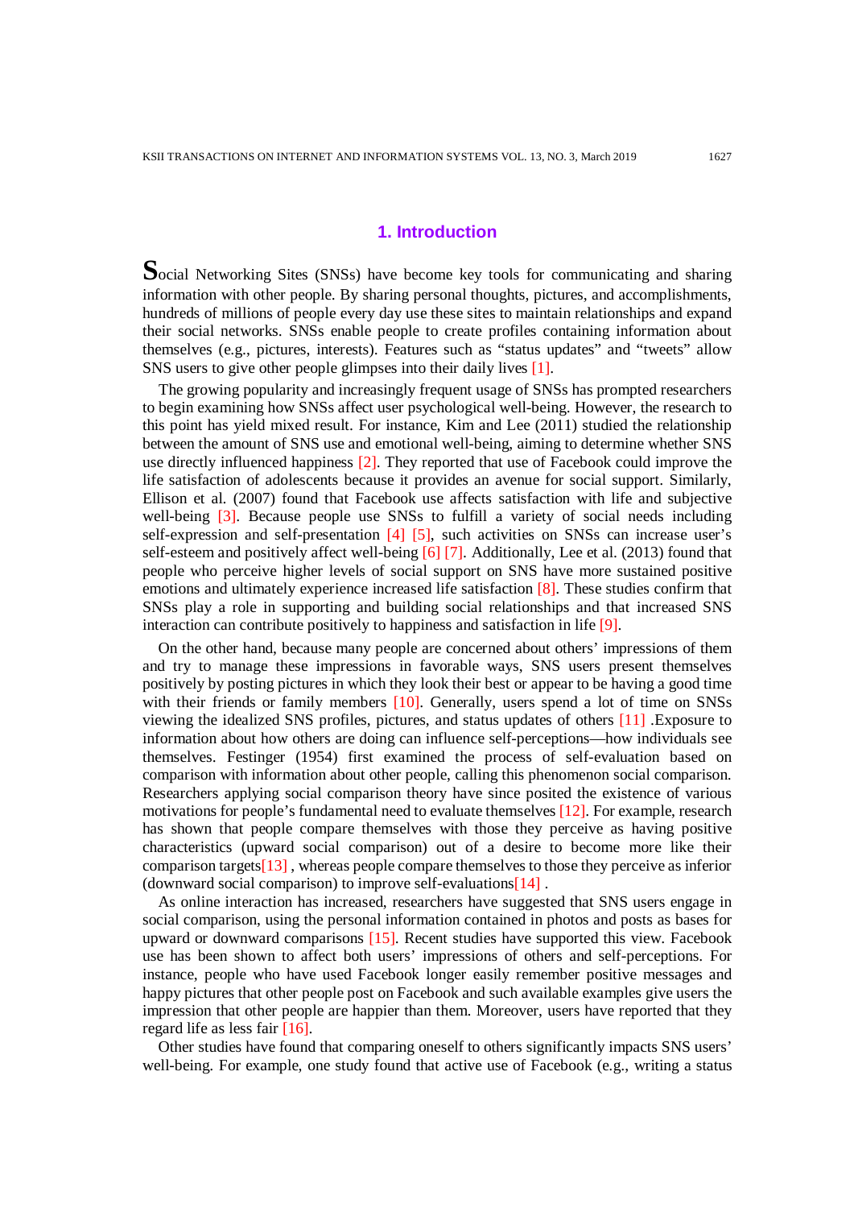## 1. Introduction

Social Networking Sites (SNSs) have become key tools for communicating and sharing information with other people. By sharing personal thoughts, pictures, and accomplishments, hundreds of millions of people every day use these sites to maintain relationships and expand their social networks. SNSs enable people to create profiles containing information about themselves (e.g., pictures, interests). Features such as "status updates" and "tweets" allow SNS users to give other people glimpses into their daily lives [1].

The growing popularity and increasingly frequent usage of SNSs has prompted researchers to begin examining how SNSs affect user psychological well-being. However, the research to this point has yield mixed result. For instance, Kim and Lee (2011) studied the relationship between the amount of SNS use and emotional well-being, aiming to determine whether SNS use directly influenced happiness [2]. They reported that use of Facebook could improve the life satisfaction of adolescents because it provides an avenue for social support. Similarly, Ellison et al. (2007) found that Facebook use affects satisfaction with life and subjective well-being [3]. Because people use SNSs to fulfill a variety of social needs including self-expression and self-presentation [4] [5], such activities on SNSs can increase user's self-esteem and positively affect well-being [6] [7]. Additionally, Lee et al. (2013) found that people who perceive higher levels of social support on SNS have more sustained positive emotions and ultimately experience increased life satisfaction [8]. These studies confirm that SNSs play a role in supporting and building social relationships and that increased SNS interaction can contribute positively to happiness and satisfaction in life [9].

On the other hand, because many people are concerned about others' impressions of them and try to manage these impressions in favorable ways, SNS users present themselves positively by posting pictures in which they look their best or appear to be having a good time with their friends or family members [10]. Generally, users spend a lot of time on SNSs viewing the idealized SNS profiles, pictures, and status updates of others [11] .Exposure to information about how others are doing can influence self-perceptions—how individuals see themselves. Festinger (1954) first examined the process of self-evaluation based on comparison with information about other people, calling this phenomenon social comparison. Researchers applying social comparison theory have since posited the existence of various motivations for people's fundamental need to evaluate themselves [12]. For example, research has shown that people compare themselves with those they perceive as having positive characteristics (upward social comparison) out of a desire to become more like their comparison targets[13] , whereas people compare themselves to those they perceive as inferior (downward social comparison) to improve self-evaluations[14] .

As online interaction has increased, researchers have suggested that SNS users engage in social comparison, using the personal information contained in photos and posts as bases for upward or downward comparisons [15]. Recent studies have supported this view. Facebook use has been shown to affect both users' impressions of others and self-perceptions. For instance, people who have used Facebook longer easily remember positive messages and happy pictures that other people post on Facebook and such available examples give users the impression that other people are happier than them. Moreover, users have reported that they regard life as less fair [16].

Other studies have found that comparing oneself to others significantly impacts SNS users' well-being. For example, one study found that active use of Facebook (e.g., writing a status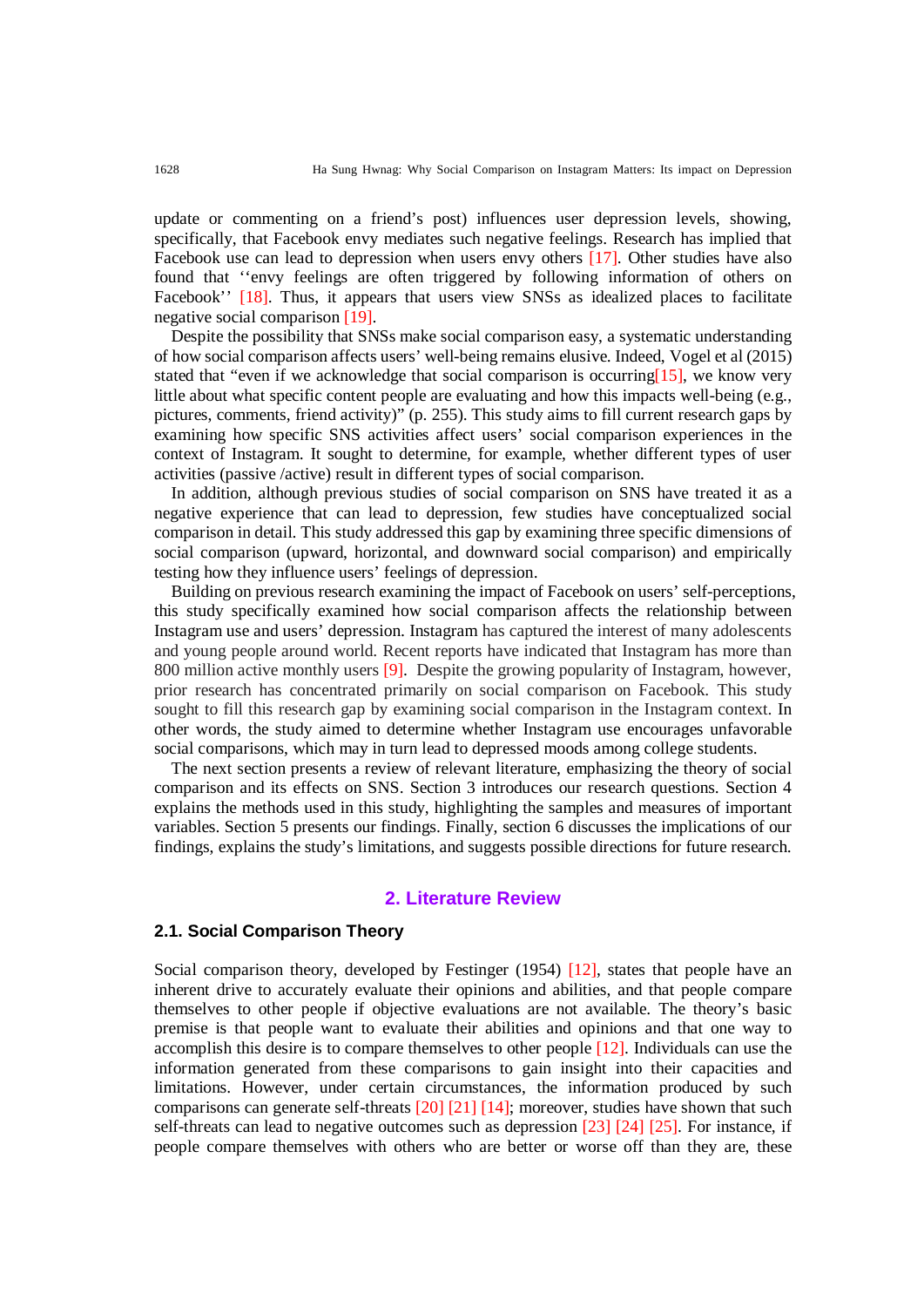update or commenting on a friend's post) influences user depression levels, showing, specifically, that Facebook envy mediates such negative feelings. Research has implied that Facebook use can lead to depression when users envy others [17]. Other studies have also found that ''envy feelings are often triggered by following information of others on Facebook'' [18]. Thus, it appears that users view SNSs as idealized places to facilitate negative social comparison [19].

Despite the possibility that SNSs make social comparison easy, a systematic understanding of how social comparison affects users' well-being remains elusive. Indeed, Vogel et al (2015) stated that "even if we acknowledge that social comparison is occurring[15], we know very little about what specific content people are evaluating and how this impacts well-being (e.g., pictures, comments, friend activity)" (p. 255). This study aims to fill current research gaps by examining how specific SNS activities affect users' social comparison experiences in the context of Instagram. It sought to determine, for example, whether different types of user activities (passive /active) result in different types of social comparison.

In addition, although previous studies of social comparison on SNS have treated it as a negative experience that can lead to depression, few studies have conceptualized social comparison in detail. This study addressed this gap by examining three specific dimensions of social comparison (upward, horizontal, and downward social comparison) and empirically testing how they influence users' feelings of depression.

Building on previous research examining the impact of Facebook on users' self-perceptions, this study specifically examined how social comparison affects the relationship between Instagram use and users' depression. Instagram has captured the interest of many adolescents and young people around world. Recent reports have indicated that Instagram has more than 800 million active monthly users [9]. Despite the growing popularity of Instagram, however, prior research has concentrated primarily on social comparison on Facebook. This study sought to fill this research gap by examining social comparison in the Instagram context. In other words, the study aimed to determine whether Instagram use encourages unfavorable social comparisons, which may in turn lead to depressed moods among college students.

The next section presents a review of relevant literature, emphasizing the theory of social comparison and its effects on SNS. Section 3 introduces our research questions. Section 4 explains the methods used in this study, highlighting the samples and measures of important variables. Section 5 presents our findings. Finally, section 6 discusses the implications of our findings, explains the study's limitations, and suggests possible directions for future research.

## 2. Literature Review

### 2.1. Social Comparison Theory

Social comparison theory, developed by Festinger (1954) [12], states that people have an inherent drive to accurately evaluate their opinions and abilities, and that people compare themselves to other people if objective evaluations are not available. The theory's basic premise is that people want to evaluate their abilities and opinions and that one way to accomplish this desire is to compare themselves to other people [12]. Individuals can use the information generated from these comparisons to gain insight into their capacities and limitations. However, under certain circumstances, the information produced by such comparisons can generate self-threats [20] [21] [14]; moreover, studies have shown that such self-threats can lead to negative outcomes such as depression [23] [24] [25]. For instance, if people compare themselves with others who are better or worse off than they are, these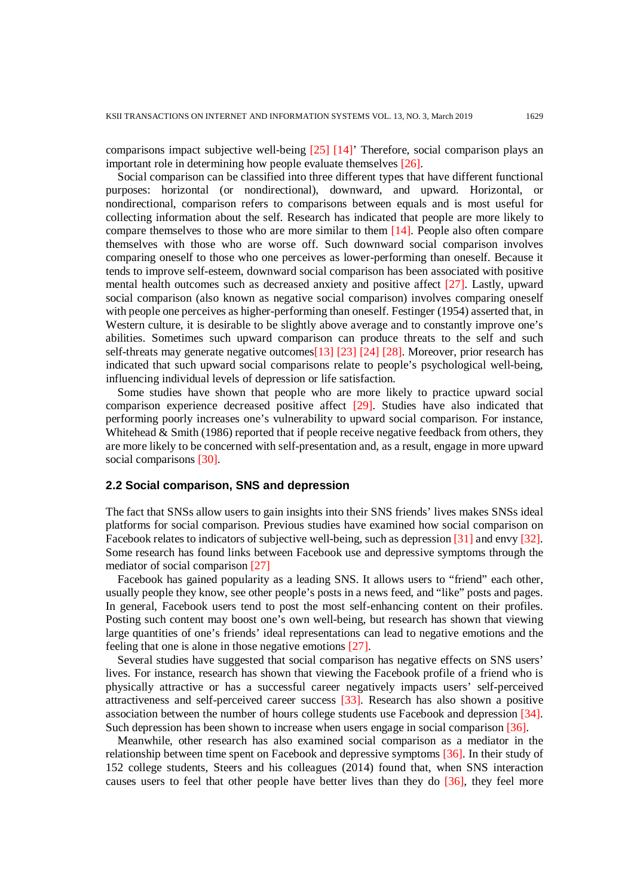comparisons impact subjective well-being [25] [14]' Therefore, social comparison plays an important role in determining how people evaluate themselves [26].

Social comparison can be classified into three different types that have different functional purposes: horizontal (or nondirectional), downward, and upward. Horizontal, or nondirectional, comparison refers to comparisons between equals and is most useful for collecting information about the self. Research has indicated that people are more likely to compare themselves to those who are more similar to them [14]. People also often compare themselves with those who are worse off. Such downward social comparison involves comparing oneself to those who one perceives as lower-performing than oneself. Because it tends to improve self-esteem, downward social comparison has been associated with positive mental health outcomes such as decreased anxiety and positive affect [27]. Lastly, upward social comparison (also known as negative social comparison) involves comparing oneself with people one perceives as higher-performing than oneself. Festinger (1954) asserted that, in Western culture, it is desirable to be slightly above average and to constantly improve one's abilities. Sometimes such upward comparison can produce threats to the self and such self-threats may generate negative outcomes[13] [23] [24] [28]. Moreover, prior research has indicated that such upward social comparisons relate to people's psychological well-being, influencing individual levels of depression or life satisfaction.

Some studies have shown that people who are more likely to practice upward social comparison experience decreased positive affect [29]. Studies have also indicated that performing poorly increases one's vulnerability to upward social comparison. For instance, Whitehead & Smith (1986) reported that if people receive negative feedback from others, they are more likely to be concerned with self-presentation and, as a result, engage in more upward social comparisons [30].

### 2.2 Social comparison, SNS and depression

The fact that SNSs allow users to gain insights into their SNS friends' lives makes SNSs ideal platforms for social comparison. Previous studies have examined how social comparison on Facebook relates to indicators of subjective well-being, such as depression [31] and envy [32]. Some research has found links between Facebook use and depressive symptoms through the mediator of social comparison [27]

Facebook has gained popularity as a leading SNS. It allows users to "friend" each other, usually people they know, see other people's posts in a news feed, and "like" posts and pages. In general, Facebook users tend to post the most self-enhancing content on their profiles. Posting such content may boost one's own well-being, but research has shown that viewing large quantities of one's friends' ideal representations can lead to negative emotions and the feeling that one is alone in those negative emotions [27].

Several studies have suggested that social comparison has negative effects on SNS users' lives. For instance, research has shown that viewing the Facebook profile of a friend who is physically attractive or has a successful career negatively impacts users' self-perceived attractiveness and self-perceived career success [33]. Research has also shown a positive association between the number of hours college students use Facebook and depression [34]. Such depression has been shown to increase when users engage in social comparison [36].

Meanwhile, other research has also examined social comparison as a mediator in the relationship between time spent on Facebook and depressive symptoms [36]. In their study of 152 college students, Steers and his colleagues (2014) found that, when SNS interaction causes users to feel that other people have better lives than they do [36], they feel more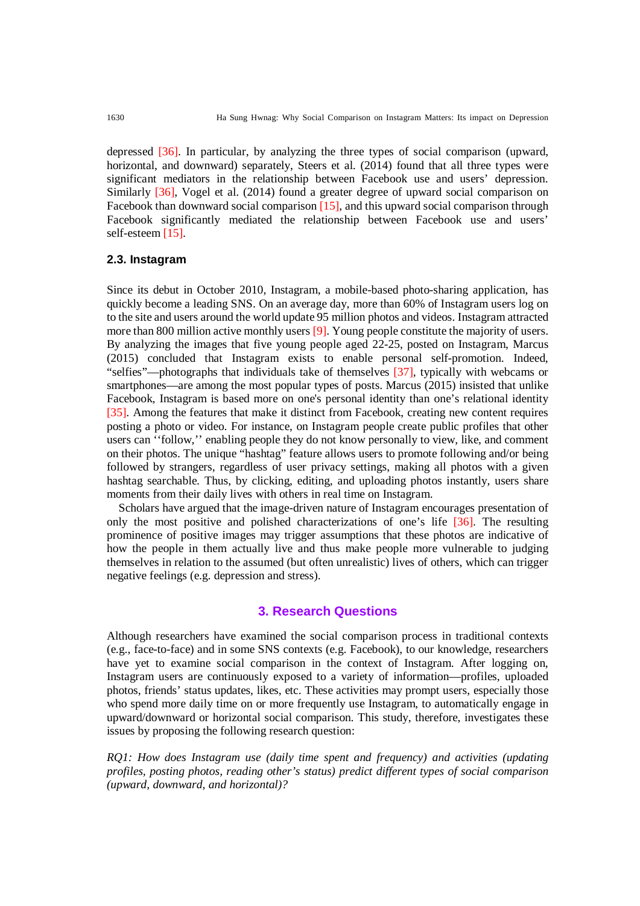depressed [36]. In particular, by analyzing the three types of social comparison (upward, horizontal, and downward) separately, Steers et al. (2014) found that all three types were significant mediators in the relationship between Facebook use and users' depression. Similarly [36], Vogel et al. (2014) found a greater degree of upward social comparison on Facebook than downward social comparison [15], and this upward social comparison through Facebook significantly mediated the relationship between Facebook use and users' self-esteem [15].

### 2.3. Instagram

Since its debut in October 2010, Instagram, a mobile-based photo-sharing application, has quickly become a leading SNS. On an average day, more than 60% of Instagram users log on to the site and users around the world update 95 million photos and videos. Instagram attracted more than 800 million active monthly users [9]. Young people constitute the majority of users. By analyzing the images that five young people aged 22-25, posted on Instagram, Marcus (2015) concluded that Instagram exists to enable personal self-promotion. Indeed, "selfies"—photographs that individuals take of themselves [37], typically with webcams or smartphones—are among the most popular types of posts. Marcus (2015) insisted that unlike Facebook, Instagram is based more on one's personal identity than one's relational identity [35]. Among the features that make it distinct from Facebook, creating new content requires posting a photo or video. For instance, on Instagram people create public profiles that other users can ''follow,'' enabling people they do not know personally to view, like, and comment on their photos. The unique "hashtag" feature allows users to promote following and/or being followed by strangers, regardless of user privacy settings, making all photos with a given hashtag searchable. Thus, by clicking, editing, and uploading photos instantly, users share moments from their daily lives with others in real time on Instagram.

Scholars have argued that the image-driven nature of Instagram encourages presentation of only the most positive and polished characterizations of one's life [36]. The resulting prominence of positive images may trigger assumptions that these photos are indicative of how the people in them actually live and thus make people more vulnerable to judging themselves in relation to the assumed (but often unrealistic) lives of others, which can trigger negative feelings (e.g. depression and stress).

## 3. Research Questions

Although researchers have examined the social comparison process in traditional contexts (e.g., face-to-face) and in some SNS contexts (e.g. Facebook), to our knowledge, researchers have yet to examine social comparison in the context of Instagram. After logging on, Instagram users are continuously exposed to a variety of information—profiles, uploaded photos, friends' status updates, likes, etc. These activities may prompt users, especially those who spend more daily time on or more frequently use Instagram, to automatically engage in upward/downward or horizontal social comparison. This study, therefore, investigates these issues by proposing the following research question:

*RQ1: How does Instagram use (daily time spent and frequency) and activities (updating profiles, posting photos, reading other's status) predict different types of social comparison (upward, downward, and horizontal)?*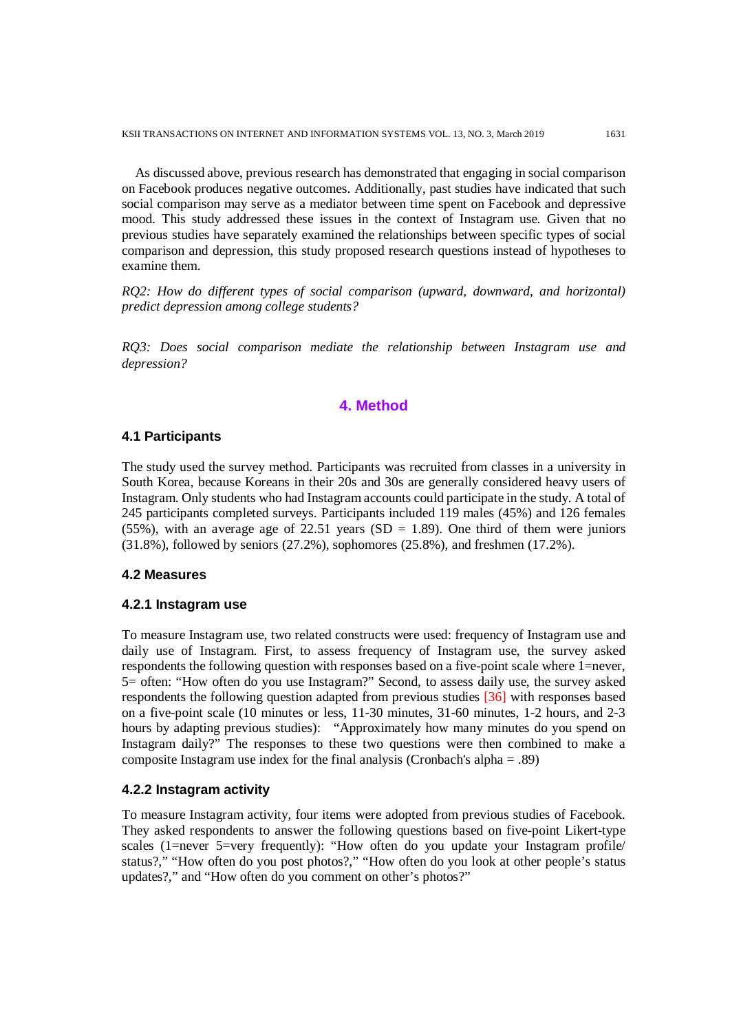As discussed above, previous research has demonstrated that engaging in social comparison on Facebook produces negative outcomes. Additionally, past studies have indicated that such social comparison may serve as a mediator between time spent on Facebook and depressive mood. This study addressed these issues in the context of Instagram use. Given that no previous studies have separately examined the relationships between specific types of social comparison and depression, this study proposed research questions instead of hypotheses to examine them.

*RQ2: How do different types of social comparison (upward, downward, and horizontal) predict depression among college students?*

*RQ3: Does social comparison mediate the relationship between Instagram use and depression?*

## 4. Method

### 4.1 Participants

The study used the survey method. Participants was recruited from classes in a university in South Korea, because Koreans in their 20s and 30s are generally considered heavy users of Instagram. Only students who had Instagram accounts could participate in the study. A total of 245 participants completed surveys. Participants included 119 males (45%) and 126 females (55%), with an average age of 22.51 years (SD = 1.89). One third of them were juniors (31.8%), followed by seniors (27.2%), sophomores (25.8%), and freshmen (17.2%).

### 4.2 Measures

#### 4.2.1 Instagram use

To measure Instagram use, two related constructs were used: frequency of Instagram use and daily use of Instagram. First, to assess frequency of Instagram use, the survey asked respondents the following question with responses based on a five-point scale where 1=never, 5= often: "How often do you use Instagram?" Second, to assess daily use, the survey asked respondents the following question adapted from previous studies [36] with responses based on a five-point scale (10 minutes or less, 11-30 minutes, 31-60 minutes, 1-2 hours, and 2-3 hours by adapting previous studies): "Approximately how many minutes do you spend on Instagram daily?" The responses to these two questions were then combined to make a composite Instagram use index for the final analysis (Cronbach's alpha = .89)

#### 4.2.2 Instagram activity

To measure Instagram activity, four items were adopted from previous studies of Facebook. They asked respondents to answer the following questions based on five-point Likert-type scales (1=never 5=very frequently): "How often do you update your Instagram profile/ status?," "How often do you post photos?," "How often do you look at other people's status updates?," and "How often do you comment on other's photos?"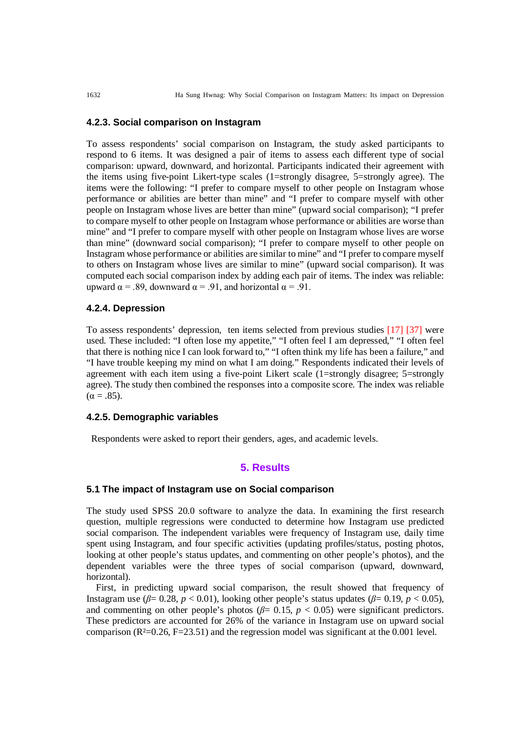### 4.2.3. Social comparison on Instagram

To assess respondents' social comparison on Instagram, the study asked participants to respond to 6 items. It was designed a pair of items to assess each different type of social comparison: upward, downward, and horizontal. Participants indicated their agreement with the items using five-point Likert-type scales (1=strongly disagree, 5=strongly agree). The items were the following: "I prefer to compare myself to other people on Instagram whose performance or abilities are better than mine" and "I prefer to compare myself with other people on Instagram whose lives are better than mine" (upward social comparison); "I prefer to compare myself to other people on Instagram whose performance or abilities are worse than mine" and "I prefer to compare myself with other people on Instagram whose lives are worse than mine" (downward social comparison); "I prefer to compare myself to other people on Instagram whose performance or abilities are similar to mine" and "I prefer to compare myself to others on Instagram whose lives are similar to mine" (upward social comparison). It was computed each social comparison index by adding each pair of items. The index was reliable: upward α = .89, downward α = .91, and horizontal α = .91.

### 4.2.4. Depression

To assess respondents' depression, ten items selected from previous studies [17] [37] were used. These included: "I often lose my appetite," "I often feel I am depressed," "I often feel that there is nothing nice I can look forward to," "I often think my life has been a failure," and "I have trouble keeping my mind on what I am doing." Respondents indicated their levels of agreement with each item using a five-point Likert scale (1=strongly disagree; 5=strongly agree). The study then combined the responses into a composite score. The index was reliable (α = .85).

### 4.2.5. Demographic variables

Respondents were asked to report their genders, ages, and academic levels.

## 5. Results

### 5.1 The impact of Instagram use on Social comparison

The study used SPSS 20.0 software to analyze the data. In examining the first research question, multiple regressions were conducted to determine how Instagram use predicted social comparison. The independent variables were frequency of Instagram use, daily time spent using Instagram, and four specific activities (updating profiles/status, posting photos, looking at other people's status updates, and commenting on other people's photos), and the dependent variables were the three types of social comparison (upward, downward, horizontal).

First, in predicting upward social comparison, the result showed that frequency of Instagram use ($\beta$= 0.28, $p < 0.01$), looking other people's status updates ($\beta$= 0.19, $p < 0.05$), and commenting on other people's photos ($\beta$= 0.15, $p < 0.05$) were significant predictors. These predictors are accounted for 26% of the variance in Instagram use on upward social comparison ($R^2$=0.26, F=23.51) and the regression model was significant at the 0.001 level.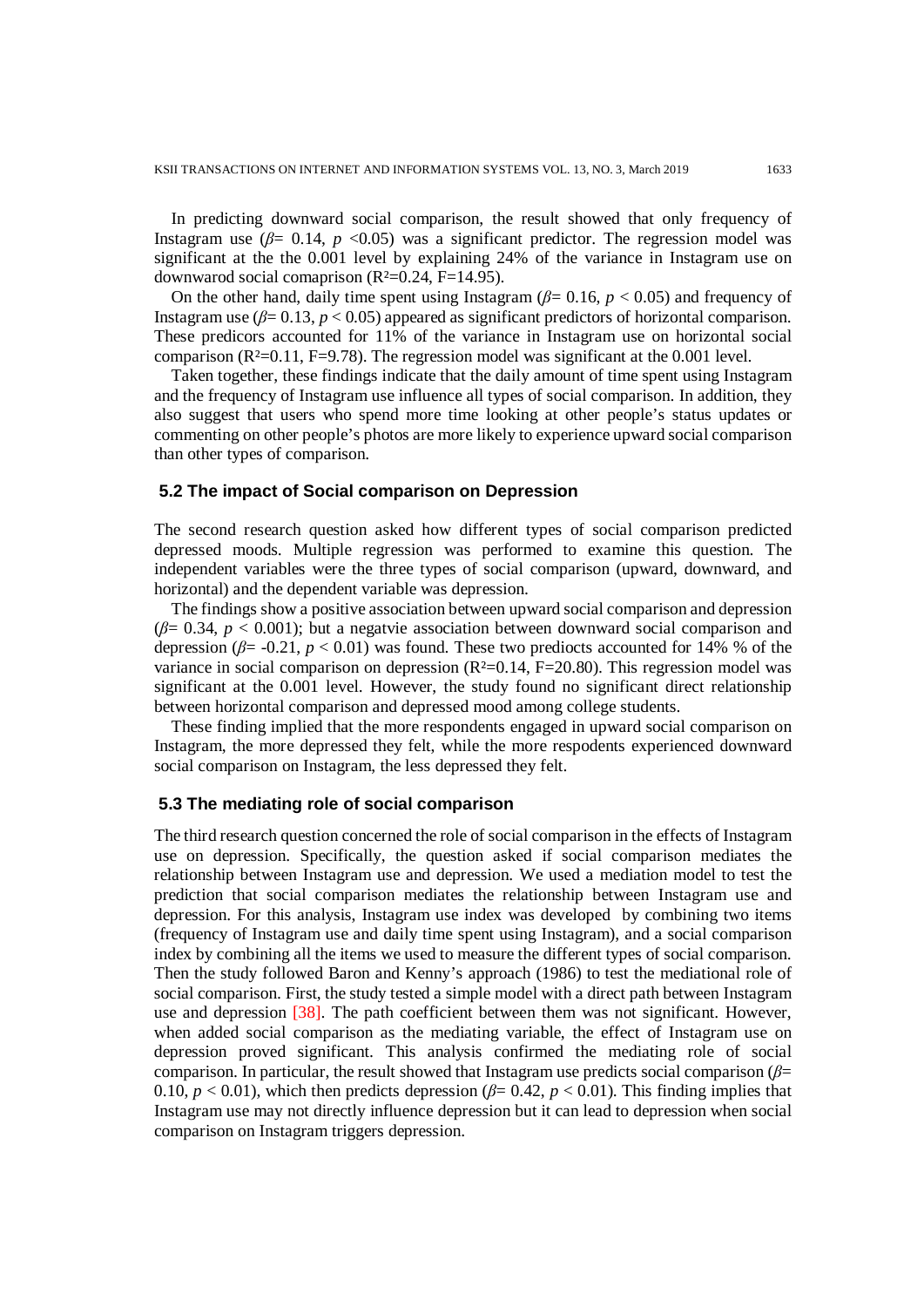In predicting downward social comparison, the result showed that only frequency of Instagram use ($\beta = 0.14$, $p < 0.05$) was a significant predictor. The regression model was significant at the the 0.001 level by explaining 24% of the variance in Instagram use on downwarod social comaprison ($R^2 = 0.24$, $F = 14.95$).

On the other hand, daily time spent using Instagram ($\beta = 0.16$, $p < 0.05$) and frequency of Instagram use ($\beta = 0.13$, $p < 0.05$) appeared as significant predictors of horizontal comparison. These predicors accounted for 11% of the variance in Instagram use on horizontal social comparison ($R^2 = 0.11$, $F = 9.78$). The regression model was significant at the 0.001 level.

Taken together, these findings indicate that the daily amount of time spent using Instagram and the frequency of Instagram use influence all types of social comparison. In addition, they also suggest that users who spend more time looking at other people's status updates or commenting on other people's photos are more likely to experience upward social comparison than other types of comparison.

## 5.2 The impact of Social comparison on Depression

The second research question asked how different types of social comparison predicted depressed moods. Multiple regression was performed to examine this question. The independent variables were the three types of social comparison (upward, downward, and horizontal) and the dependent variable was depression.

The findings show a positive association between upward social comparison and depression ($\beta = 0.34$, $p < 0.001$); but a negatvie association between downward social comparison and depression ($\beta = -0.21$, $p < 0.01$) was found. These two prediocts accounted for 14% % of the variance in social comparison on depression ($R^2 = 0.14$, $F = 20.80$). This regression model was significant at the 0.001 level. However, the study found no significant direct relationship between horizontal comparison and depressed mood among college students.

These finding implied that the more respondents engaged in upward social comparison on Instagram, the more depressed they felt, while the more respodents experienced downward social comparison on Instagram, the less depressed they felt.

## 5.3 The mediating role of social comparison

The third research question concerned the role of social comparison in the effects of Instagram use on depression. Specifically, the question asked if social comparison mediates the relationship between Instagram use and depression. We used a mediation model to test the prediction that social comparison mediates the relationship between Instagram use and depression. For this analysis, Instagram use index was developed by combining two items (frequency of Instagram use and daily time spent using Instagram), and a social comparison index by combining all the items we used to measure the different types of social comparison. Then the study followed Baron and Kenny's approach (1986) to test the mediational role of social comparison. First, the study tested a simple model with a direct path between Instagram use and depression [38]. The path coefficient between them was not significant. However, when added social comparison as the mediating variable, the effect of Instagram use on depression proved significant. This analysis confirmed the mediating role of social comparison. In particular, the result showed that Instagram use predicts social comparison ($\beta = 0.10$, $p < 0.01$), which then predicts depression ($\beta = 0.42$, $p < 0.01$). This finding implies that Instagram use may not directly influence depression but it can lead to depression when social comparison on Instagram triggers depression.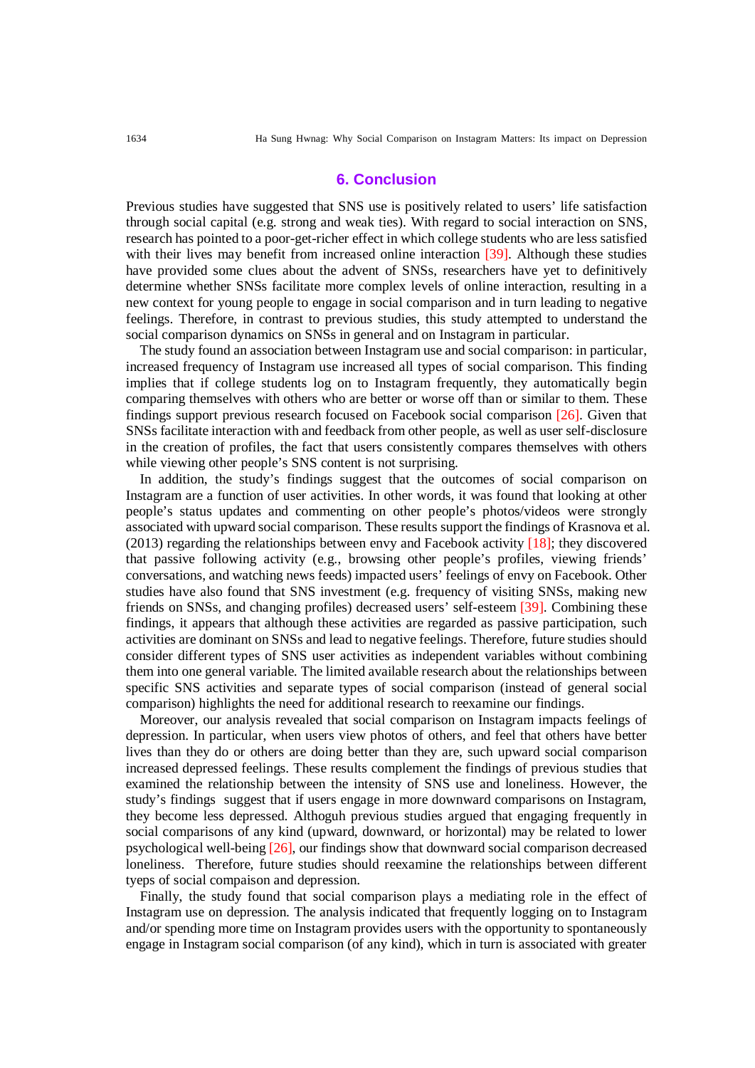## 6. Conclusion

Previous studies have suggested that SNS use is positively related to users' life satisfaction through social capital (e.g. strong and weak ties). With regard to social interaction on SNS, research has pointed to a poor-get-richer effect in which college students who are less satisfied with their lives may benefit from increased online interaction [39]. Although these studies have provided some clues about the advent of SNSs, researchers have yet to definitively determine whether SNSs facilitate more complex levels of online interaction, resulting in a new context for young people to engage in social comparison and in turn leading to negative feelings. Therefore, in contrast to previous studies, this study attempted to understand the social comparison dynamics on SNSs in general and on Instagram in particular.

The study found an association between Instagram use and social comparison: in particular, increased frequency of Instagram use increased all types of social comparison. This finding implies that if college students log on to Instagram frequently, they automatically begin comparing themselves with others who are better or worse off than or similar to them. These findings support previous research focused on Facebook social comparison [26]. Given that SNSs facilitate interaction with and feedback from other people, as well as user self-disclosure in the creation of profiles, the fact that users consistently compares themselves with others while viewing other people's SNS content is not surprising.

In addition, the study's findings suggest that the outcomes of social comparison on Instagram are a function of user activities. In other words, it was found that looking at other people's status updates and commenting on other people's photos/videos were strongly associated with upward social comparison. These results support the findings of Krasnova et al. (2013) regarding the relationships between envy and Facebook activity [18]; they discovered that passive following activity (e.g., browsing other people's profiles, viewing friends' conversations, and watching news feeds) impacted users' feelings of envy on Facebook. Other studies have also found that SNS investment (e.g. frequency of visiting SNSs, making new friends on SNSs, and changing profiles) decreased users' self-esteem [39]. Combining these findings, it appears that although these activities are regarded as passive participation, such activities are dominant on SNSs and lead to negative feelings. Therefore, future studies should consider different types of SNS user activities as independent variables without combining them into one general variable. The limited available research about the relationships between specific SNS activities and separate types of social comparison (instead of general social comparison) highlights the need for additional research to reexamine our findings.

Moreover, our analysis revealed that social comparison on Instagram impacts feelings of depression. In particular, when users view photos of others, and feel that others have better lives than they do or others are doing better than they are, such upward social comparison increased depressed feelings. These results complement the findings of previous studies that examined the relationship between the intensity of SNS use and loneliness. However, the study's findings suggest that if users engage in more downward comparisons on Instagram, they become less depressed. Althoguh previous studies argued that engaging frequently in social comparisons of any kind (upward, downward, or horizontal) may be related to lower psychological well-being [26], our findings show that downward social comparison decreased loneliness. Therefore, future studies should reexamine the relationships between different tyeps of social compaison and depression.

Finally, the study found that social comparison plays a mediating role in the effect of Instagram use on depression. The analysis indicated that frequently logging on to Instagram and/or spending more time on Instagram provides users with the opportunity to spontaneously engage in Instagram social comparison (of any kind), which in turn is associated with greater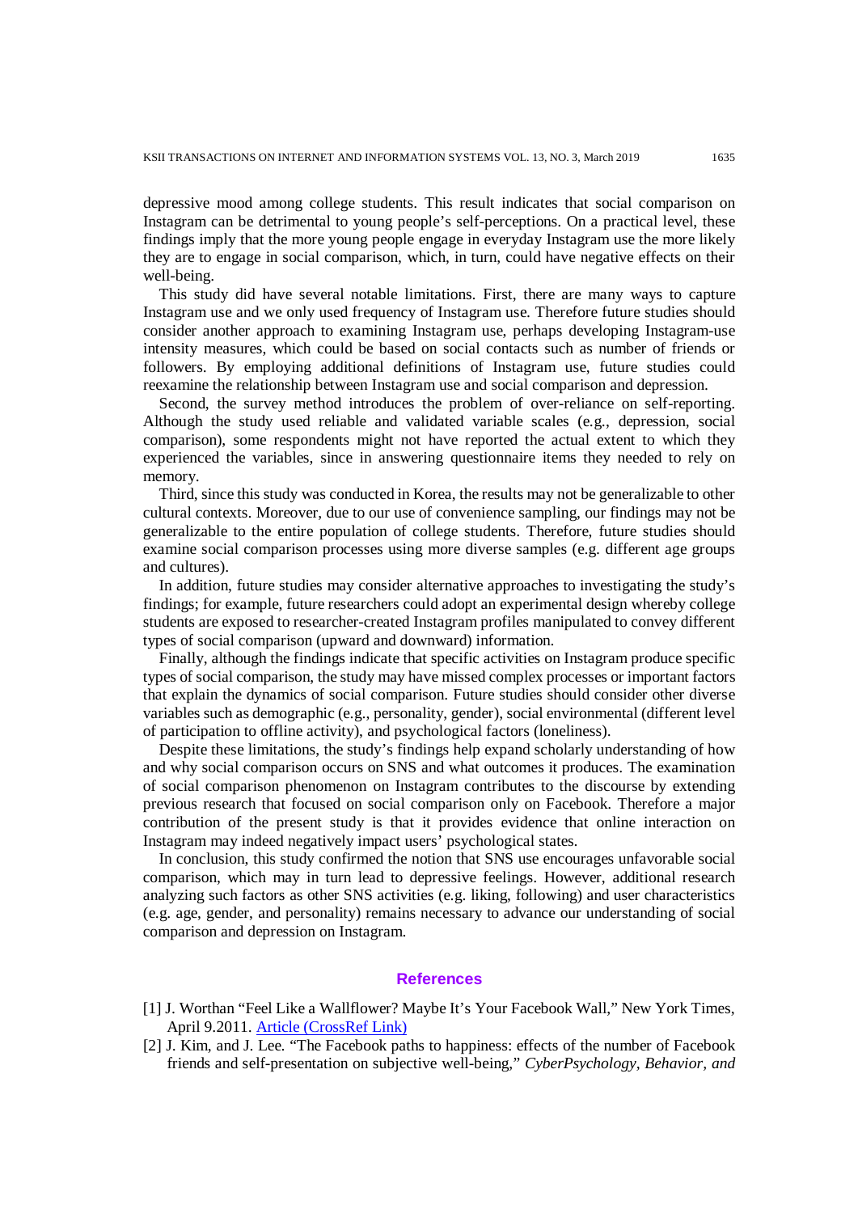depressive mood among college students. This result indicates that social comparison on Instagram can be detrimental to young people's self-perceptions. On a practical level, these findings imply that the more young people engage in everyday Instagram use the more likely they are to engage in social comparison, which, in turn, could have negative effects on their well-being.

This study did have several notable limitations. First, there are many ways to capture Instagram use and we only used frequency of Instagram use. Therefore future studies should consider another approach to examining Instagram use, perhaps developing Instagram-use intensity measures, which could be based on social contacts such as number of friends or followers. By employing additional definitions of Instagram use, future studies could reexamine the relationship between Instagram use and social comparison and depression.

Second, the survey method introduces the problem of over-reliance on self-reporting. Although the study used reliable and validated variable scales (e.g., depression, social comparison), some respondents might not have reported the actual extent to which they experienced the variables, since in answering questionnaire items they needed to rely on memory.

Third, since this study was conducted in Korea, the results may not be generalizable to other cultural contexts. Moreover, due to our use of convenience sampling, our findings may not be generalizable to the entire population of college students. Therefore, future studies should examine social comparison processes using more diverse samples (e.g. different age groups and cultures).

In addition, future studies may consider alternative approaches to investigating the study's findings; for example, future researchers could adopt an experimental design whereby college students are exposed to researcher-created Instagram profiles manipulated to convey different types of social comparison (upward and downward) information.

Finally, although the findings indicate that specific activities on Instagram produce specific types of social comparison, the study may have missed complex processes or important factors that explain the dynamics of social comparison. Future studies should consider other diverse variables such as demographic (e.g., personality, gender), social environmental (different level of participation to offline activity), and psychological factors (loneliness).

Despite these limitations, the study's findings help expand scholarly understanding of how and why social comparison occurs on SNS and what outcomes it produces. The examination of social comparison phenomenon on Instagram contributes to the discourse by extending previous research that focused on social comparison only on Facebook. Therefore a major contribution of the present study is that it provides evidence that online interaction on Instagram may indeed negatively impact users' psychological states.

In conclusion, this study confirmed the notion that SNS use encourages unfavorable social comparison, which may in turn lead to depressive feelings. However, additional research analyzing such factors as other SNS activities (e.g. liking, following) and user characteristics (e.g. age, gender, and personality) remains necessary to advance our understanding of social comparison and depression on Instagram.

## References

[1] J. Worthan "Feel Like a Wallflower? Maybe It's Your Facebook Wall," New York Times, April 9.2011. Article (CrossRef Link)

[2] J. Kim, and J. Lee. "The Facebook paths to happiness: effects of the number of Facebook friends and self-presentation on subjective well-being," *CyberPsychology, Behavior, and*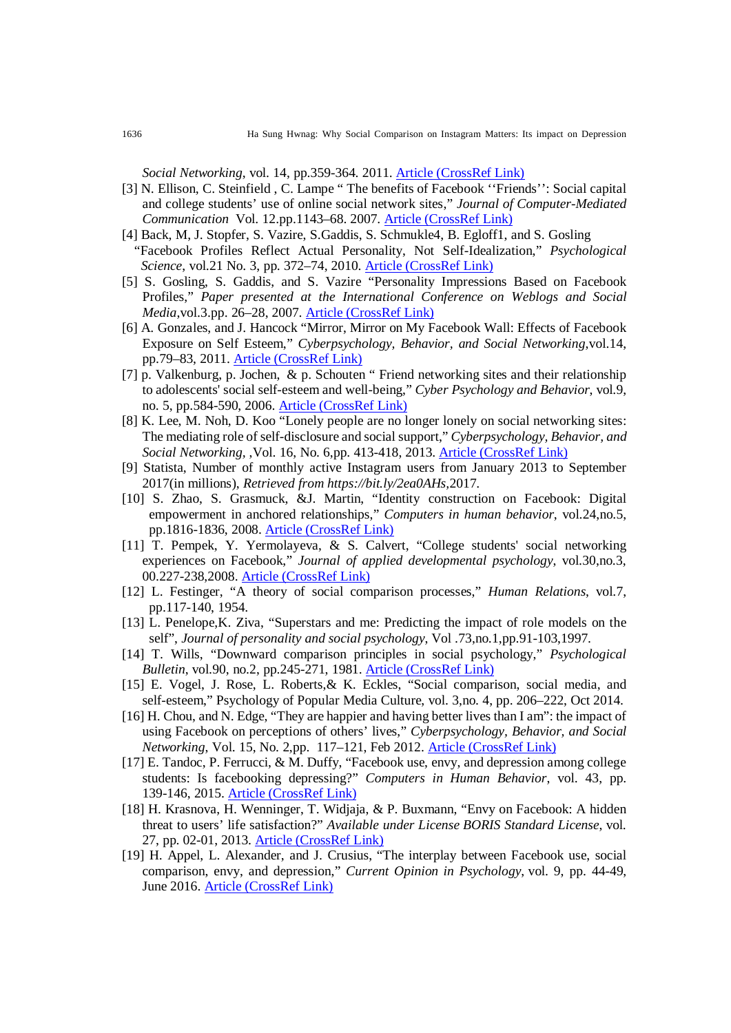*Social Networking*, vol. 14, pp.359-364. 2011. Article (CrossRef Link)

[3] N. Ellison, C. Steinfield , C. Lampe " The benefits of Facebook ''Friends'': Social capital and college students' use of online social network sites," *Journal of Computer-Mediated Communication* Vol. 12.pp.1143–68. 2007. Article (CrossRef Link)

[4] Back, M, J. Stopfer, S. Vazire, S.Gaddis, S. Schmukle4, B. Egloff1, and S. Gosling "Facebook Profiles Reflect Actual Personality, Not Self-Idealization," *Psychological Science*, vol.21 No. 3, pp. 372–74, 2010. Article (CrossRef Link)

[5] S. Gosling, S. Gaddis, and S. Vazire "Personality Impressions Based on Facebook Profiles," *Paper presented at the International Conference on Weblogs and Social Media*,vol.3.pp. 26–28, 2007. Article (CrossRef Link)

[6] A. Gonzales, and J. Hancock "Mirror, Mirror on My Facebook Wall: Effects of Facebook Exposure on Self Esteem," *Cyberpsychology, Behavior, and Social Networking*,vol.14, pp.79–83, 2011. Article (CrossRef Link)

[7] p. Valkenburg, p. Jochen, & p. Schouten " Friend networking sites and their relationship to adolescents' social self-esteem and well-being," *Cyber Psychology and Behavior*, vol.9, no. 5, pp.584-590, 2006. Article (CrossRef Link)

[8] K. Lee, M. Noh, D. Koo "Lonely people are no longer lonely on social networking sites: The mediating role of self-disclosure and social support," *Cyberpsychology, Behavior, and Social Networking*, ,Vol. 16, No. 6,pp. 413-418, 2013. Article (CrossRef Link)

[9] Statista, Number of monthly active Instagram users from January 2013 to September 2017(in millions), *Retrieved from https://bit.ly/2ea0AHs*,2017.

[10] S. Zhao, S. Grasmuck, &J. Martin, "Identity construction on Facebook: Digital empowerment in anchored relationships," *Computers in human behavior*, vol.24,no.5, pp.1816-1836, 2008. Article (CrossRef Link)

[11] T. Pempek, Y. Yermolayeva, & S. Calvert, "College students' social networking experiences on Facebook," *Journal of applied developmental psychology*, vol.30,no.3, 00.227-238,2008. Article (CrossRef Link)

[12] L. Festinger, "A theory of social comparison processes," *Human Relations*, vol.7, pp.117-140, 1954.

[13] L. Penelope,K. Ziva, "Superstars and me: Predicting the impact of role models on the self", *Journal of personality and social psychology*, Vol .73,no.1,pp.91-103,1997.

[14] T. Wills, "Downward comparison principles in social psychology," *Psychological Bulletin*, vol.90, no.2, pp.245-271, 1981. Article (CrossRef Link)

[15] E. Vogel, J. Rose, L. Roberts,& K. Eckles, "Social comparison, social media, and self-esteem," Psychology of Popular Media Culture, vol. 3,no. 4, pp. 206–222, Oct 2014.

[16] H. Chou, and N. Edge, "They are happier and having better lives than I am": the impact of using Facebook on perceptions of others' lives," *Cyberpsychology, Behavior, and Social Networking*, Vol. 15, No. 2,pp. 117–121, Feb 2012. Article (CrossRef Link)

[17] E. Tandoc, P. Ferrucci, & M. Duffy, "Facebook use, envy, and depression among college students: Is facebooking depressing?" *Computers in Human Behavior*, vol. 43, pp. 139-146, 2015. Article (CrossRef Link)

[18] H. Krasnova, H. Wenninger, T. Widjaja, & P. Buxmann, "Envy on Facebook: A hidden threat to users' life satisfaction?" *Available under License BORIS Standard License*, vol. 27, pp. 02-01, 2013. Article (CrossRef Link)

[19] H. Appel, L. Alexander, and J. Crusius, "The interplay between Facebook use, social comparison, envy, and depression," *Current Opinion in Psychology*, vol. 9, pp. 44-49, June 2016. Article (CrossRef Link)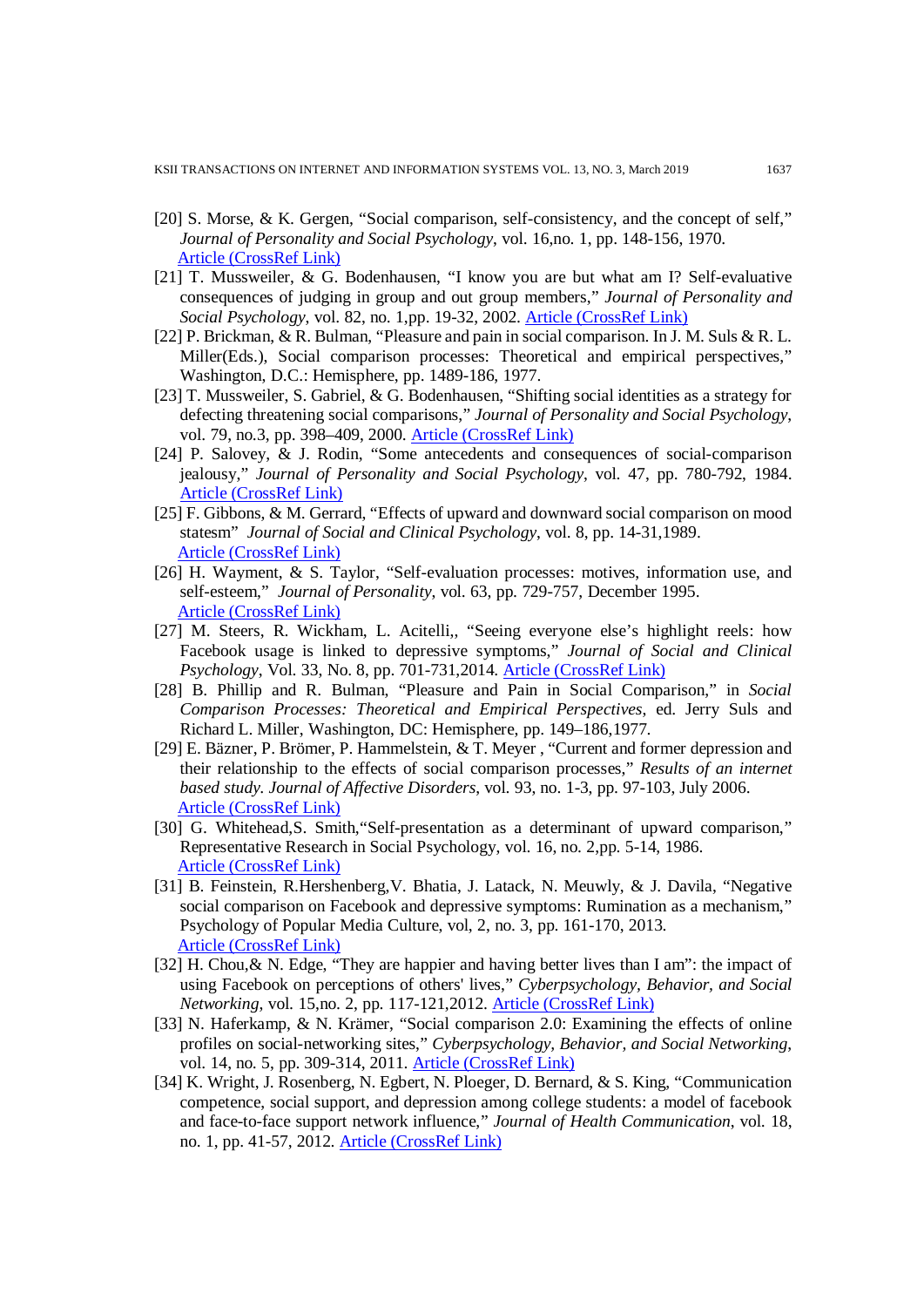[20] S. Morse, & K. Gergen, "Social comparison, self-consistency, and the concept of self," *Journal of Personality and Social Psychology*, vol. 16,no. 1, pp. 148-156, 1970. Article (CrossRef Link)

[21] T. Mussweiler, & G. Bodenhausen, "I know you are but what am I? Self-evaluative consequences of judging in group and out group members," *Journal of Personality and Social Psychology*, vol. 82, no. 1,pp. 19-32, 2002. Article (CrossRef Link)

[22] P. Brickman, & R. Bulman, "Pleasure and pain in social comparison. In J. M. Suls & R. L. Miller(Eds.), Social comparison processes: Theoretical and empirical perspectives," Washington, D.C.: Hemisphere, pp. 1489-186, 1977.

[23] T. Mussweiler, S. Gabriel, & G. Bodenhausen, "Shifting social identities as a strategy for defecting threatening social comparisons," *Journal of Personality and Social Psychology*, vol. 79, no.3, pp. 398–409, 2000. Article (CrossRef Link)

[24] P. Salovey, & J. Rodin, "Some antecedents and consequences of social-comparison jealousy," *Journal of Personality and Social Psychology*, vol. 47, pp. 780-792, 1984. Article (CrossRef Link)

[25] F. Gibbons, & M. Gerrard, "Effects of upward and downward social comparison on mood statesm" *Journal of Social and Clinical Psychology*, vol. 8, pp. 14-31,1989. Article (CrossRef Link)

[26] H. Wayment, & S. Taylor, "Self-evaluation processes: motives, information use, and self-esteem," *Journal of Personality*, vol. 63, pp. 729-757, December 1995. Article (CrossRef Link)

[27] M. Steers, R. Wickham, L. Acitelli,, "Seeing everyone else's highlight reels: how Facebook usage is linked to depressive symptoms," *Journal of Social and Clinical Psychology*, Vol. 33, No. 8, pp. 701-731,2014. Article (CrossRef Link)

[28] B. Phillip and R. Bulman, "Pleasure and Pain in Social Comparison," in *Social Comparison Processes: Theoretical and Empirical Perspectives*, ed. Jerry Suls and Richard L. Miller, Washington, DC: Hemisphere, pp. 149–186,1977.

[29] E. Bäzner, P. Brömer, P. Hammelstein, & T. Meyer , "Current and former depression and their relationship to the effects of social comparison processes," *Results of an internet based study. Journal of Affective Disorders*, vol. 93, no. 1-3, pp. 97-103, July 2006. Article (CrossRef Link)

[30] G. Whitehead,S. Smith,"Self-presentation as a determinant of upward comparison," Representative Research in Social Psychology, vol. 16, no. 2,pp. 5-14, 1986. Article (CrossRef Link)

[31] B. Feinstein, R.Hershenberg,V. Bhatia, J. Latack, N. Meuwly, & J. Davila, "Negative social comparison on Facebook and depressive symptoms: Rumination as a mechanism," Psychology of Popular Media Culture, vol, 2, no. 3, pp. 161-170, 2013. Article (CrossRef Link)

[32] H. Chou,& N. Edge, "They are happier and having better lives than I am": the impact of using Facebook on perceptions of others' lives," *Cyberpsychology, Behavior, and Social Networking*, vol. 15,no. 2, pp. 117-121,2012. Article (CrossRef Link)

[33] N. Haferkamp, & N. Krämer, "Social comparison 2.0: Examining the effects of online profiles on social-networking sites," *Cyberpsychology, Behavior, and Social Networking*, vol. 14, no. 5, pp. 309-314, 2011. Article (CrossRef Link)

[34] K. Wright, J. Rosenberg, N. Egbert, N. Ploeger, D. Bernard, & S. King, "Communication competence, social support, and depression among college students: a model of facebook and face-to-face support network influence," *Journal of Health Communication*, vol. 18, no. 1, pp. 41-57, 2012. Article (CrossRef Link)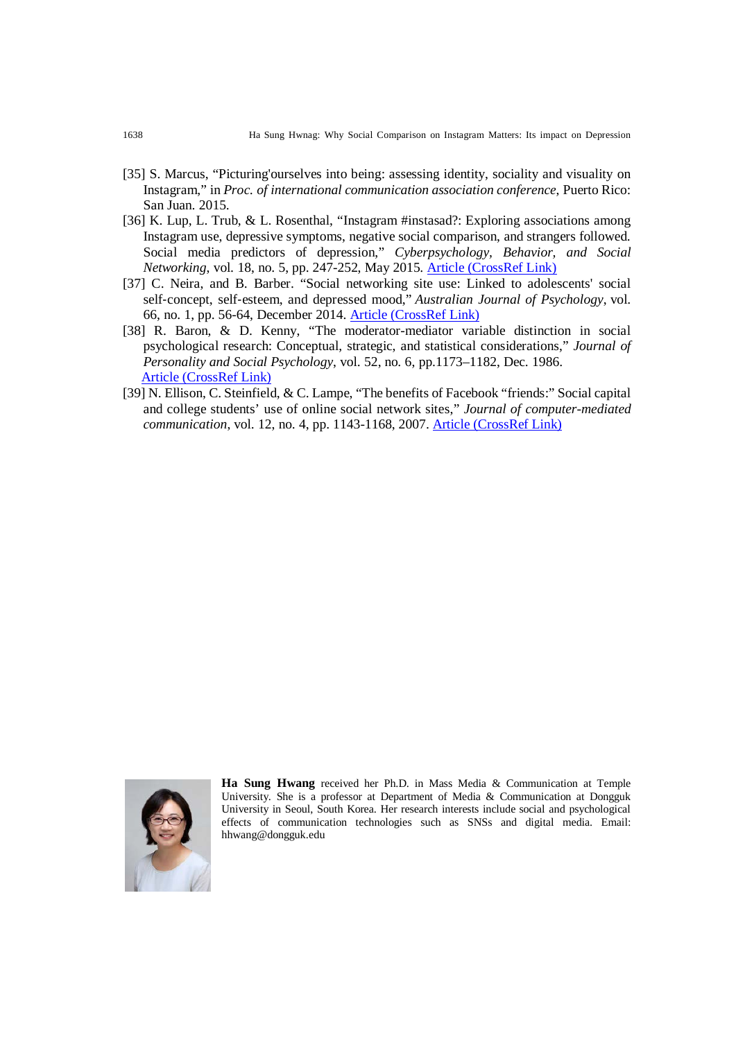[35] S. Marcus, "Picturing'ourselves into being: assessing identity, sociality and visuality on Instagram," in *Proc. of international communication association conference*, Puerto Rico: San Juan. 2015.

[36] K. Lup, L. Trub, & L. Rosenthal, "Instagram #instasad?: Exploring associations among Instagram use, depressive symptoms, negative social comparison, and strangers followed. Social media predictors of depression," *Cyberpsychology, Behavior, and Social Networking*, vol. 18, no. 5, pp. 247-252, May 2015. Article (CrossRef Link)

[37] C. Neira, and B. Barber. "Social networking site use: Linked to adolescents' social self-concept, self-esteem, and depressed mood," *Australian Journal of Psychology*, vol. 66, no. 1, pp. 56-64, December 2014. Article (CrossRef Link)

[38] R. Baron, & D. Kenny, "The moderator-mediator variable distinction in social psychological research: Conceptual, strategic, and statistical considerations," *Journal of Personality and Social Psychology*, vol. 52, no. 6, pp.1173–1182, Dec. 1986. Article (CrossRef Link)

[39] N. Ellison, C. Steinfield, & C. Lampe, "The benefits of Facebook "friends:" Social capital and college students' use of online social network sites," *Journal of computer-mediated communication*, vol. 12, no. 4, pp. 1143-1168, 2007. Article (CrossRef Link)

**Ha Sung Hwang** received her Ph.D. in Mass Media & Communication at Temple University. She is a professor at Department of Media & Communication at Dongguk University in Seoul, South Korea. Her research interests include social and psychological effects of communication technologies such as SNSs and digital media. Email: hhwang@dongguk.edu